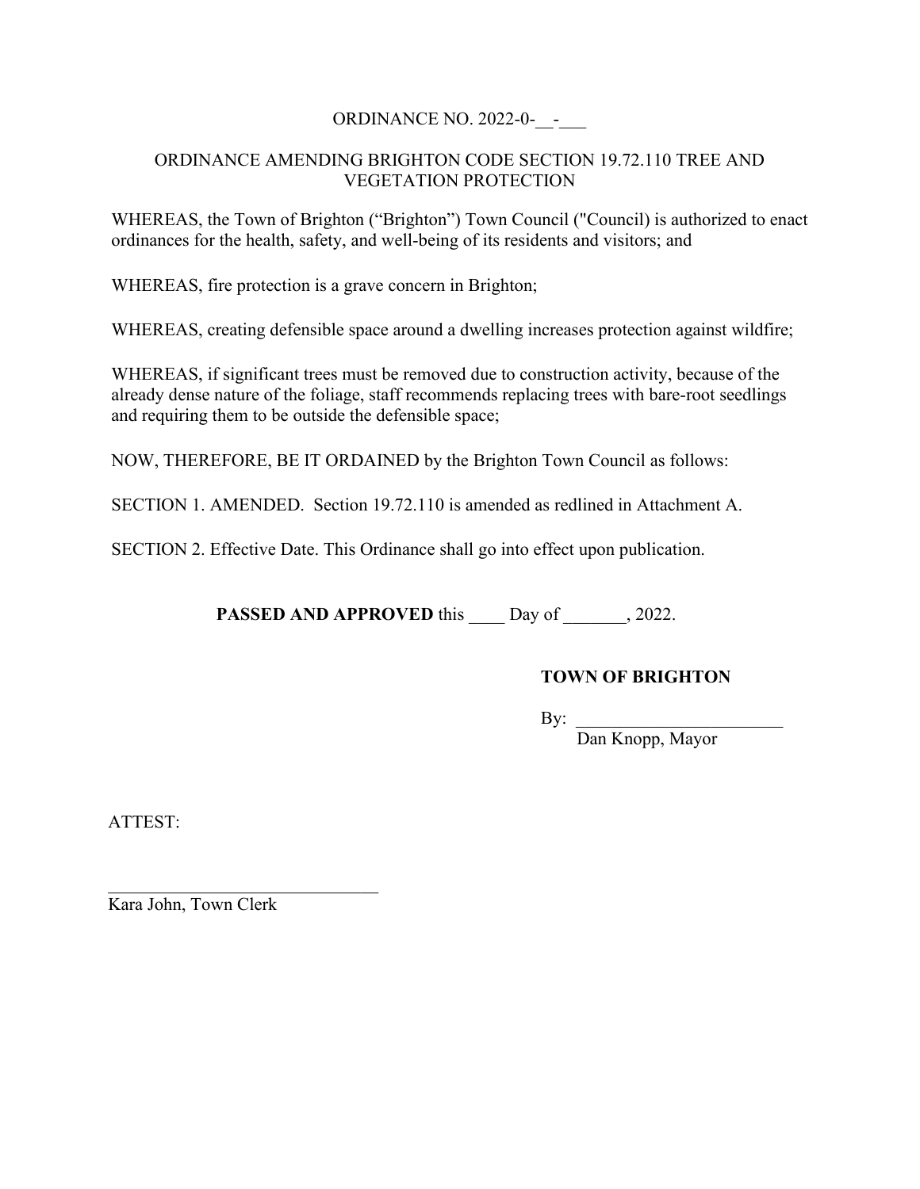ORDINANCE NO. 2022-0-__-___

ORDINANCE AMENDING BRIGHTON CODE SECTION 19.72.110 TREE AND VEGETATION PROTECTION

WHEREAS, the Town of Brighton ("Brighton") Town Council ("Council) is authorized to enact ordinances for the health, safety, and well-being of its residents and visitors; and

WHEREAS, fire protection is a grave concern in Brighton;

WHEREAS, creating defensible space around a dwelling increases protection against wildfire;

WHEREAS, if significant trees must be removed due to construction activity, because of the already dense nature of the foliage, staff recommends replacing trees with bare-root seedlings and requiring them to be outside the defensible space;

NOW, THEREFORE, BE IT ORDAINED by the Brighton Town Council as follows:

SECTION 1. AMENDED. Section 19.72.110 is amended as redlined in Attachment A.

SECTION 2. Effective Date. This Ordinance shall go into effect upon publication.

**PASSED AND APPROVED** this ____ Day of _______, 2022.

**TOWN OF BRIGHTON**

By: _______________________
Dan Knopp, Mayor

ATTEST:

______________________________
Kara John, Town Clerk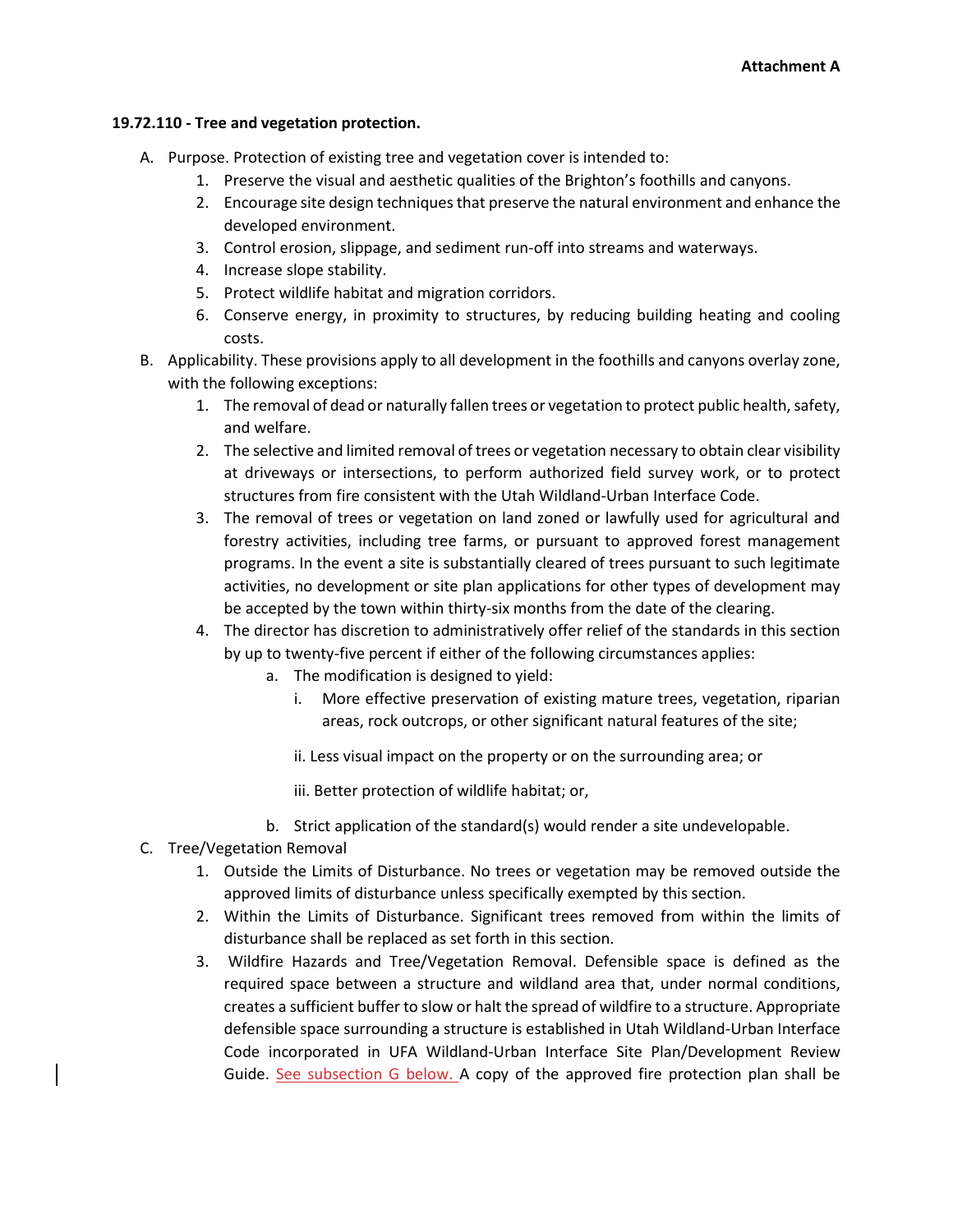**Attachment A**

**19.72.110 - Tree and vegetation protection.**

A. Purpose. Protection of existing tree and vegetation cover is intended to:
   1. Preserve the visual and aesthetic qualities of the Brighton's foothills and canyons.
   2. Encourage site design techniques that preserve the natural environment and enhance the developed environment.
   3. Control erosion, slippage, and sediment run-off into streams and waterways.
   4. Increase slope stability.
   5. Protect wildlife habitat and migration corridors.
   6. Conserve energy, in proximity to structures, by reducing building heating and cooling costs.

B. Applicability. These provisions apply to all development in the foothills and canyons overlay zone, with the following exceptions:
   1. The removal of dead or naturally fallen trees or vegetation to protect public health, safety, and welfare.
   2. The selective and limited removal of trees or vegetation necessary to obtain clear visibility at driveways or intersections, to perform authorized field survey work, or to protect structures from fire consistent with the Utah Wildland-Urban Interface Code.
   3. The removal of trees or vegetation on land zoned or lawfully used for agricultural and forestry activities, including tree farms, or pursuant to approved forest management programs. In the event a site is substantially cleared of trees pursuant to such legitimate activities, no development or site plan applications for other types of development may be accepted by the town within thirty-six months from the date of the clearing.
   4. The director has discretion to administratively offer relief of the standards in this section by up to twenty-five percent if either of the following circumstances applies:
      a. The modification is designed to yield:
         i. More effective preservation of existing mature trees, vegetation, riparian areas, rock outcrops, or other significant natural features of the site;
         ii. Less visual impact on the property or on the surrounding area; or
         iii. Better protection of wildlife habitat; or,
      b. Strict application of the standard(s) would render a site undevelopable.

C. Tree/Vegetation Removal
   1. Outside the Limits of Disturbance. No trees or vegetation may be removed outside the approved limits of disturbance unless specifically exempted by this section.
   2. Within the Limits of Disturbance. Significant trees removed from within the limits of disturbance shall be replaced as set forth in this section.
   3. Wildfire Hazards and Tree/Vegetation Removal. Defensible space is defined as the required space between a structure and wildland area that, under normal conditions, creates a sufficient buffer to slow or halt the spread of wildfire to a structure. Appropriate defensible space surrounding a structure is established in Utah Wildland-Urban Interface Code incorporated in UFA Wildland-Urban Interface Site Plan/Development Review Guide. See subsection G below. A copy of the approved fire protection plan shall be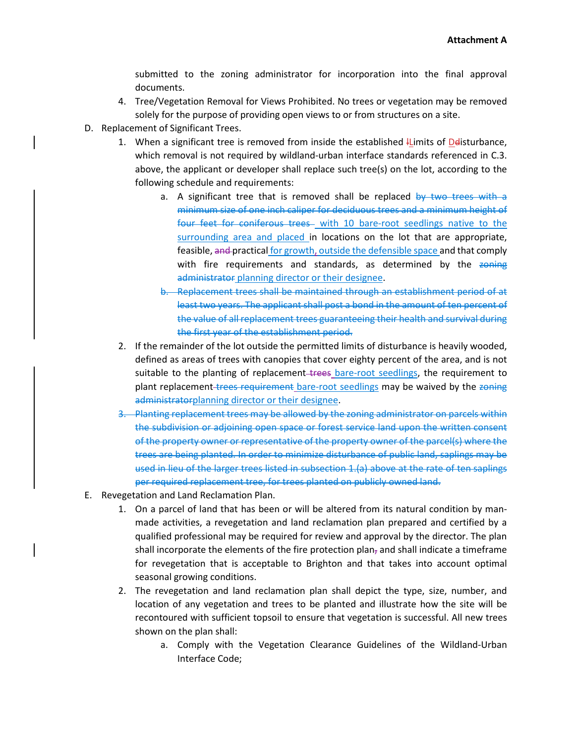submitted to the zoning administrator for incorporation into the final approval documents.

4. Tree/Vegetation Removal for Views Prohibited. No trees or vegetation may be removed solely for the purpose of providing open views to or from structures on a site.

D. Replacement of Significant Trees.

1. When a significant tree is removed from inside the established ~~l~~Limits of ~~D~~disturbance, which removal is not required by wildland-urban interface standards referenced in C.3. above, the applicant or developer shall replace such tree(s) on the lot, according to the following schedule and requirements:

   a. A significant tree that is removed shall be replaced ~~by two trees with a minimum size of one inch caliper for deciduous trees and a minimum height of four feet for coniferous trees~~ with 10 bare-root seedlings native to the surrounding area and placed in locations on the lot that are appropriate, feasible, ~~and~~ practical for growth, outside the defensible space and that comply with fire requirements and standards, as determined by the ~~zoning administrator~~ planning director or their designee.

   ~~b. Replacement trees shall be maintained through an establishment period of at least two years. The applicant shall post a bond in the amount of ten percent of the value of all replacement trees guaranteeing their health and survival during the first year of the establishment period.~~

2. If the remainder of the lot outside the permitted limits of disturbance is heavily wooded, defined as areas of trees with canopies that cover eighty percent of the area, and is not suitable to the planting of replacement ~~trees~~ bare-root seedlings, the requirement to plant replacement ~~trees requirement~~ bare-root seedlings may be waived by the ~~zoning administrator~~planning director or their designee.

~~3. Planting replacement trees may be allowed by the zoning administrator on parcels within the subdivision or adjoining open space or forest service land upon the written consent of the property owner or representative of the property owner of the parcel(s) where the trees are being planted. In order to minimize disturbance of public land, saplings may be used in lieu of the larger trees listed in subsection 1.(a) above at the rate of ten saplings per required replacement tree, for trees planted on publicly owned land.~~

E. Revegetation and Land Reclamation Plan.

1. On a parcel of land that has been or will be altered from its natural condition by man-made activities, a revegetation and land reclamation plan prepared and certified by a qualified professional may be required for review and approval by the director. The plan shall incorporate the elements of the fire protection plan~~,~~ and shall indicate a timeframe for revegetation that is acceptable to Brighton and that takes into account optimal seasonal growing conditions.

2. The revegetation and land reclamation plan shall depict the type, size, number, and location of any vegetation and trees to be planted and illustrate how the site will be recontoured with sufficient topsoil to ensure that vegetation is successful. All new trees shown on the plan shall:

   a. Comply with the Vegetation Clearance Guidelines of the Wildland-Urban Interface Code;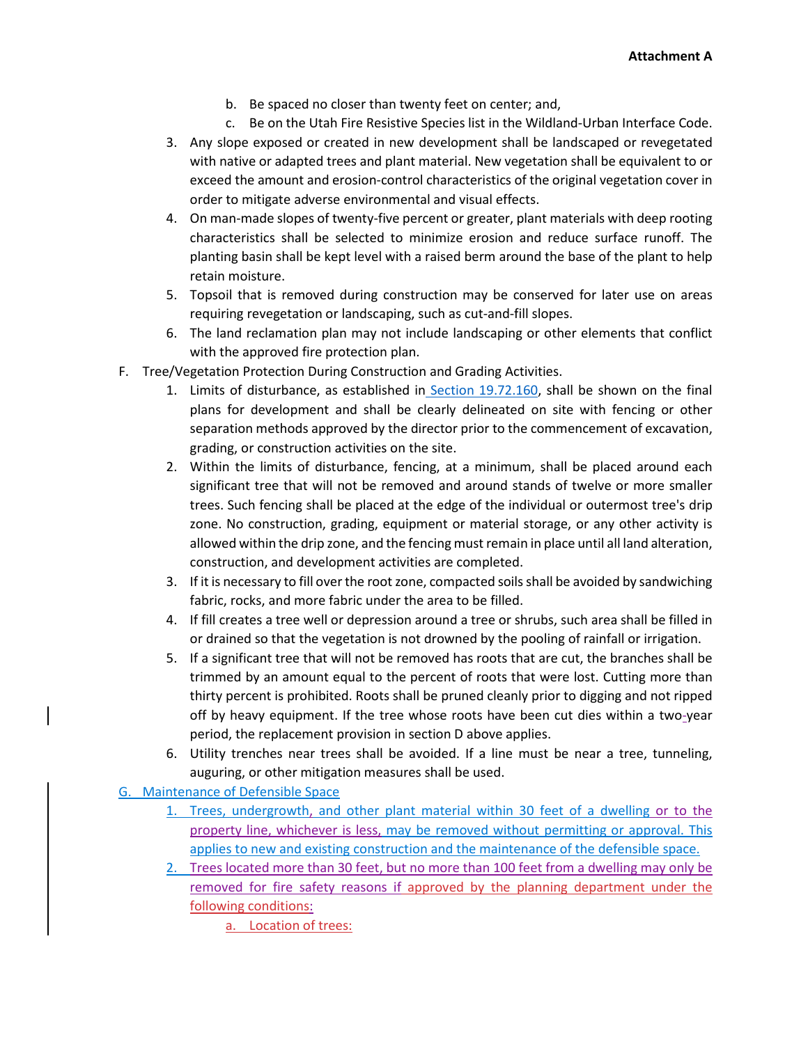**Attachment A**

b. Be spaced no closer than twenty feet on center; and,

c. Be on the Utah Fire Resistive Species list in the Wildland-Urban Interface Code.

3. Any slope exposed or created in new development shall be landscaped or revegetated with native or adapted trees and plant material. New vegetation shall be equivalent to or exceed the amount and erosion-control characteristics of the original vegetation cover in order to mitigate adverse environmental and visual effects.

4. On man-made slopes of twenty-five percent or greater, plant materials with deep rooting characteristics shall be selected to minimize erosion and reduce surface runoff. The planting basin shall be kept level with a raised berm around the base of the plant to help retain moisture.

5. Topsoil that is removed during construction may be conserved for later use on areas requiring revegetation or landscaping, such as cut-and-fill slopes.

6. The land reclamation plan may not include landscaping or other elements that conflict with the approved fire protection plan.

F. Tree/Vegetation Protection During Construction and Grading Activities.

1. Limits of disturbance, as established in Section 19.72.160, shall be shown on the final plans for development and shall be clearly delineated on site with fencing or other separation methods approved by the director prior to the commencement of excavation, grading, or construction activities on the site.

2. Within the limits of disturbance, fencing, at a minimum, shall be placed around each significant tree that will not be removed and around stands of twelve or more smaller trees. Such fencing shall be placed at the edge of the individual or outermost tree's drip zone. No construction, grading, equipment or material storage, or any other activity is allowed within the drip zone, and the fencing must remain in place until all land alteration, construction, and development activities are completed.

3. If it is necessary to fill over the root zone, compacted soils shall be avoided by sandwiching fabric, rocks, and more fabric under the area to be filled.

4. If fill creates a tree well or depression around a tree or shrubs, such area shall be filled in or drained so that the vegetation is not drowned by the pooling of rainfall or irrigation.

5. If a significant tree that will not be removed has roots that are cut, the branches shall be trimmed by an amount equal to the percent of roots that were lost. Cutting more than thirty percent is prohibited. Roots shall be pruned cleanly prior to digging and not ripped off by heavy equipment. If the tree whose roots have been cut dies within a two-year period, the replacement provision in section D above applies.

6. Utility trenches near trees shall be avoided. If a line must be near a tree, tunneling, auguring, or other mitigation measures shall be used.

G. Maintenance of Defensible Space

1. Trees, undergrowth, and other plant material within 30 feet of a dwelling or to the property line, whichever is less, may be removed without permitting or approval. This applies to new and existing construction and the maintenance of the defensible space.

2. Trees located more than 30 feet, but no more than 100 feet from a dwelling may only be removed for fire safety reasons if approved by the planning department under the following conditions:

a. Location of trees: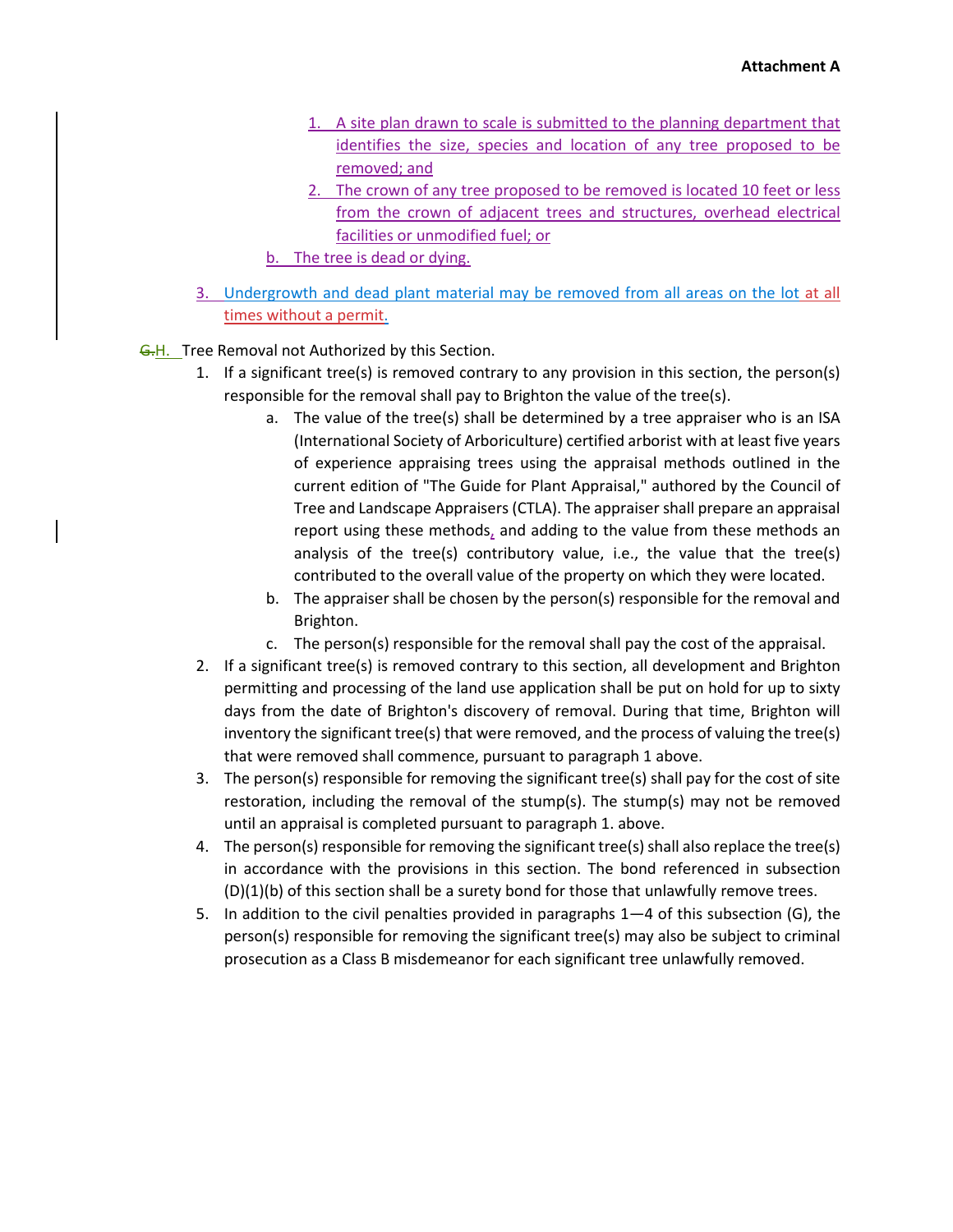1. A site plan drawn to scale is submitted to the planning department that identifies the size, species and location of any tree proposed to be removed; and
2. The crown of any tree proposed to be removed is located 10 feet or less from the crown of adjacent trees and structures, overhead electrical facilities or unmodified fuel; or

b. The tree is dead or dying.

3. Undergrowth and dead plant material may be removed from all areas on the lot at all times without a permit.

~~G.~~H. Tree Removal not Authorized by this Section.

1. If a significant tree(s) is removed contrary to any provision in this section, the person(s) responsible for the removal shall pay to Brighton the value of the tree(s).
   a. The value of the tree(s) shall be determined by a tree appraiser who is an ISA (International Society of Arboriculture) certified arborist with at least five years of experience appraising trees using the appraisal methods outlined in the current edition of "The Guide for Plant Appraisal," authored by the Council of Tree and Landscape Appraisers (CTLA). The appraiser shall prepare an appraisal report using these methods, and adding to the value from these methods an analysis of the tree(s) contributory value, i.e., the value that the tree(s) contributed to the overall value of the property on which they were located.
   b. The appraiser shall be chosen by the person(s) responsible for the removal and Brighton.
   c. The person(s) responsible for the removal shall pay the cost of the appraisal.
2. If a significant tree(s) is removed contrary to this section, all development and Brighton permitting and processing of the land use application shall be put on hold for up to sixty days from the date of Brighton's discovery of removal. During that time, Brighton will inventory the significant tree(s) that were removed, and the process of valuing the tree(s) that were removed shall commence, pursuant to paragraph 1 above.
3. The person(s) responsible for removing the significant tree(s) shall pay for the cost of site restoration, including the removal of the stump(s). The stump(s) may not be removed until an appraisal is completed pursuant to paragraph 1. above.
4. The person(s) responsible for removing the significant tree(s) shall also replace the tree(s) in accordance with the provisions in this section. The bond referenced in subsection (D)(1)(b) of this section shall be a surety bond for those that unlawfully remove trees.
5. In addition to the civil penalties provided in paragraphs 1—4 of this subsection (G), the person(s) responsible for removing the significant tree(s) may also be subject to criminal prosecution as a Class B misdemeanor for each significant tree unlawfully removed.